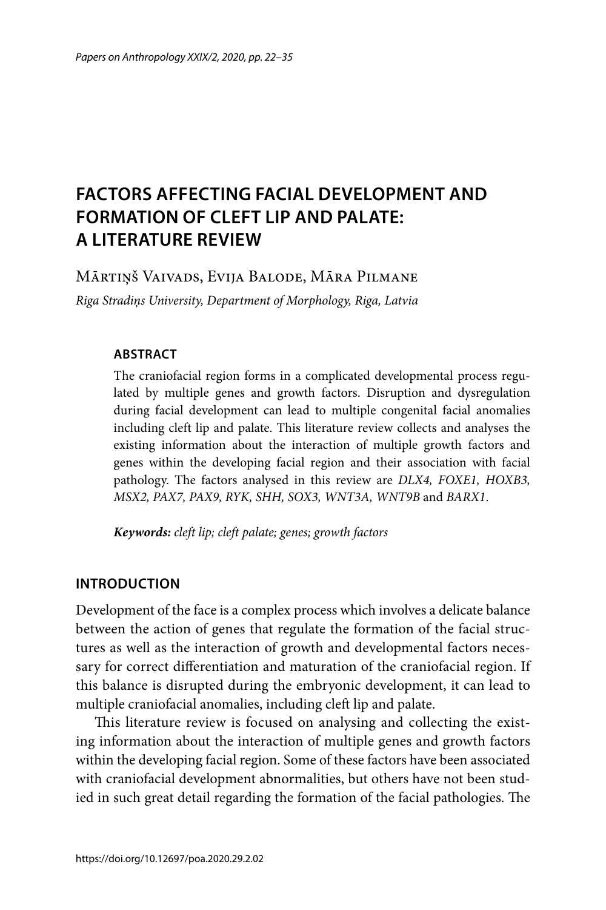# FACTORS AFFECTING FACIAL DEVELOPMENT AND FORMATION OF CLEFT LIP AND PALATE: A LITERATURE REVIEW

Mārtiņš Vaivads, Evija Balode, Māra Pilmane

*Riga Stradiņs University, Department of Morphology, Riga, Latvia*

## ABSTRACT

The craniofacial region forms in a complicated developmental process regulated by multiple genes and growth factors. Disruption and dysregulation during facial development can lead to multiple congenital facial anomalies including cleft lip and palate. This literature review collects and analyses the existing information about the interaction of multiple growth factors and genes within the developing facial region and their association with facial pathology. The factors analysed in this review are *DLX4, FOXE1, HOXB3, MSX2, PAX7, PAX9, RYK, SHH, SOX3, WNT3A, WNT9B* and *BARX1*.

***Keywords:*** *cleft lip; cleft palate; genes; growth factors*

## INTRODUCTION

Development of the face is a complex process which involves a delicate balance between the action of genes that regulate the formation of the facial structures as well as the interaction of growth and developmental factors necessary for correct differentiation and maturation of the craniofacial region. If this balance is disrupted during the embryonic development, it can lead to multiple craniofacial anomalies, including cleft lip and palate.

This literature review is focused on analysing and collecting the existing information about the interaction of multiple genes and growth factors within the developing facial region. Some of these factors have been associated with craniofacial development abnormalities, but others have not been studied in such great detail regarding the formation of the facial pathologies. The

https://doi.org/10.12697/poa.2020.29.2.02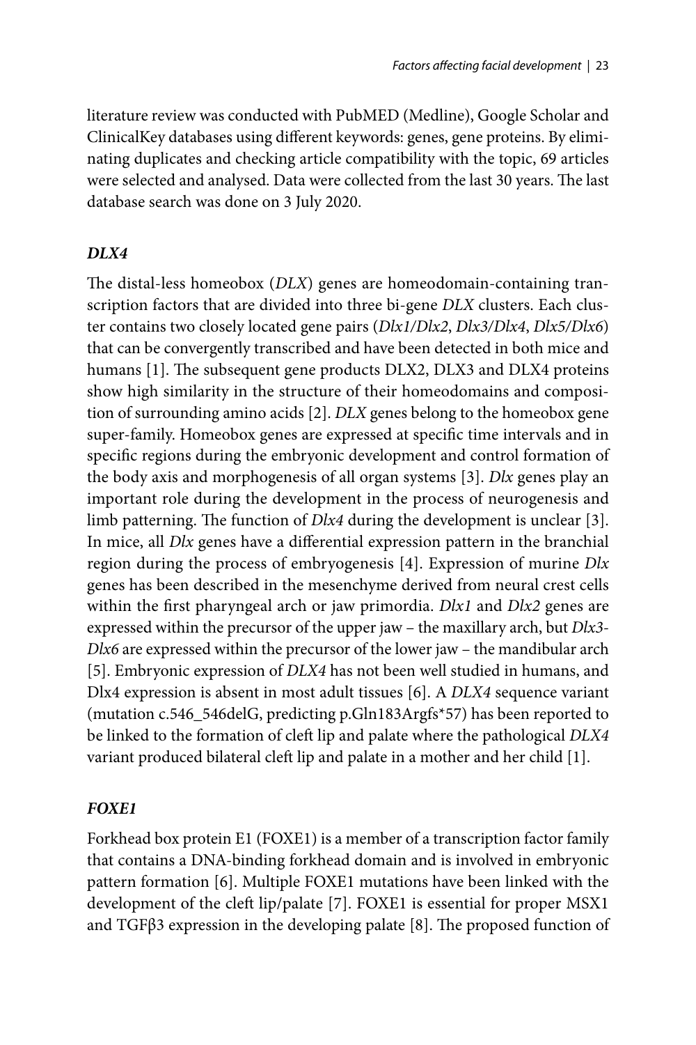literature review was conducted with PubMED (Medline), Google Scholar and ClinicalKey databases using different keywords: genes, gene proteins. By eliminating duplicates and checking article compatibility with the topic, 69 articles were selected and analysed. Data were collected from the last 30 years. The last database search was done on 3 July 2020.

## *DLX4*

The distal-less homeobox (*DLX*) genes are homeodomain-containing transcription factors that are divided into three bi-gene *DLX* clusters. Each cluster contains two closely located gene pairs (*Dlx1/Dlx2*, *Dlx3/Dlx4*, *Dlx5/Dlx6*) that can be convergently transcribed and have been detected in both mice and humans [1]. The subsequent gene products DLX2, DLX3 and DLX4 proteins show high similarity in the structure of their homeodomains and composition of surrounding amino acids [2]. *DLX* genes belong to the homeobox gene super-family. Homeobox genes are expressed at specific time intervals and in specific regions during the embryonic development and control formation of the body axis and morphogenesis of all organ systems [3]. *Dlx* genes play an important role during the development in the process of neurogenesis and limb patterning. The function of *Dlx4* during the development is unclear [3]. In mice, all *Dlx* genes have a differential expression pattern in the branchial region during the process of embryogenesis [4]. Expression of murine *Dlx* genes has been described in the mesenchyme derived from neural crest cells within the first pharyngeal arch or jaw primordia. *Dlx1* and *Dlx2* genes are expressed within the precursor of the upper jaw – the maxillary arch, but *Dlx3*-*Dlx6* are expressed within the precursor of the lower jaw – the mandibular arch [5]. Embryonic expression of *DLX4* has not been well studied in humans, and Dlx4 expression is absent in most adult tissues [6]. A *DLX4* sequence variant (mutation c.546_546delG, predicting p.Gln183Argfs*57) has been reported to be linked to the formation of cleft lip and palate where the pathological *DLX4* variant produced bilateral cleft lip and palate in a mother and her child [1].

## *FOXE1*

Forkhead box protein E1 (FOXE1) is a member of a transcription factor family that contains a DNA-binding forkhead domain and is involved in embryonic pattern formation [6]. Multiple FOXE1 mutations have been linked with the development of the cleft lip/palate [7]. FOXE1 is essential for proper MSX1 and TGFβ3 expression in the developing palate [8]. The proposed function of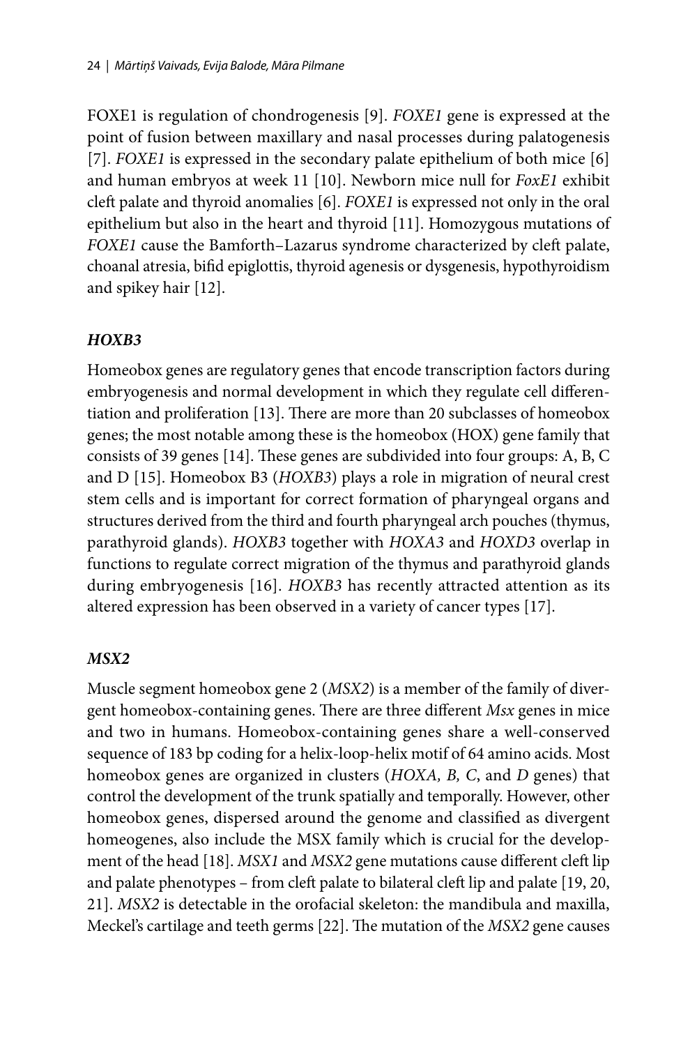FOXE1 is regulation of chondrogenesis [9]. *FOXE1* gene is expressed at the point of fusion between maxillary and nasal processes during palatogenesis [7]. *FOXE1* is expressed in the secondary palate epithelium of both mice [6] and human embryos at week 11 [10]. Newborn mice null for *FoxE1* exhibit cleft palate and thyroid anomalies [6]. *FOXE1* is expressed not only in the oral epithelium but also in the heart and thyroid [11]. Homozygous mutations of *FOXE1* cause the Bamforth–Lazarus syndrome characterized by cleft palate, choanal atresia, bifid epiglottis, thyroid agenesis or dysgenesis, hypothyroidism and spikey hair [12].

### *HOXB3*

Homeobox genes are regulatory genes that encode transcription factors during embryogenesis and normal development in which they regulate cell differentiation and proliferation [13]. There are more than 20 subclasses of homeobox genes; the most notable among these is the homeobox (HOX) gene family that consists of 39 genes [14]. These genes are subdivided into four groups: A, B, C and D [15]. Homeobox B3 (*HOXB3*) plays a role in migration of neural crest stem cells and is important for correct formation of pharyngeal organs and structures derived from the third and fourth pharyngeal arch pouches (thymus, parathyroid glands). *HOXB3* together with *HOXA3* and *HOXD3* overlap in functions to regulate correct migration of the thymus and parathyroid glands during embryogenesis [16]. *HOXB3* has recently attracted attention as its altered expression has been observed in a variety of cancer types [17].

### *MSX2*

Muscle segment homeobox gene 2 (*MSX2*) is a member of the family of divergent homeobox-containing genes. There are three different *Msx* genes in mice and two in humans. Homeobox-containing genes share a well-conserved sequence of 183 bp coding for a helix-loop-helix motif of 64 amino acids. Most homeobox genes are organized in clusters (*HOXA, B, C*, and *D* genes) that control the development of the trunk spatially and temporally. However, other homeobox genes, dispersed around the genome and classified as divergent homeogenes, also include the MSX family which is crucial for the development of the head [18]. *MSX1* and *MSX2* gene mutations cause different cleft lip and palate phenotypes – from cleft palate to bilateral cleft lip and palate [19, 20, 21]. *MSX2* is detectable in the orofacial skeleton: the mandibula and maxilla, Meckel's cartilage and teeth germs [22]. The mutation of the *MSX2* gene causes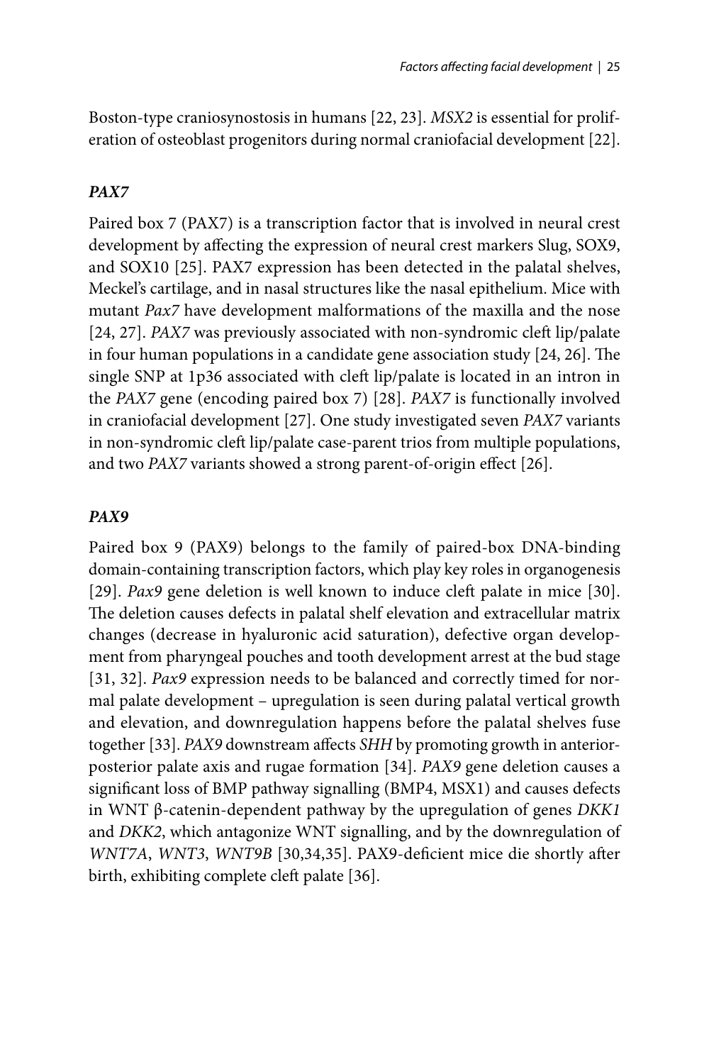Boston-type craniosynostosis in humans [22, 23]. *MSX2* is essential for proliferation of osteoblast progenitors during normal craniofacial development [22].

### *PAX7*

Paired box 7 (PAX7) is a transcription factor that is involved in neural crest development by affecting the expression of neural crest markers Slug, SOX9, and SOX10 [25]. PAX7 expression has been detected in the palatal shelves, Meckel's cartilage, and in nasal structures like the nasal epithelium. Mice with mutant *Pax7* have development malformations of the maxilla and the nose [24, 27]. *PAX7* was previously associated with non-syndromic cleft lip/palate in four human populations in a candidate gene association study [24, 26]. The single SNP at 1p36 associated with cleft lip/palate is located in an intron in the *PAX7* gene (encoding paired box 7) [28]. *PAX7* is functionally involved in craniofacial development [27]. One study investigated seven *PAX7* variants in non-syndromic cleft lip/palate case-parent trios from multiple populations, and two *PAX7* variants showed a strong parent-of-origin effect [26].

### *PAX9*

Paired box 9 (PAX9) belongs to the family of paired-box DNA-binding domain-containing transcription factors, which play key roles in organogenesis [29]. *Pax9* gene deletion is well known to induce cleft palate in mice [30]. The deletion causes defects in palatal shelf elevation and extracellular matrix changes (decrease in hyaluronic acid saturation), defective organ development from pharyngeal pouches and tooth development arrest at the bud stage [31, 32]. *Pax9* expression needs to be balanced and correctly timed for normal palate development – upregulation is seen during palatal vertical growth and elevation, and downregulation happens before the palatal shelves fuse together [33]. *PAX9* downstream affects *SHH* by promoting growth in anterior-posterior palate axis and rugae formation [34]. *PAX9* gene deletion causes a significant loss of BMP pathway signalling (BMP4, MSX1) and causes defects in WNT β-catenin-dependent pathway by the upregulation of genes *DKK1* and *DKK2*, which antagonize WNT signalling, and by the downregulation of *WNT7A*, *WNT3*, *WNT9B* [30,34,35]. PAX9-deficient mice die shortly after birth, exhibiting complete cleft palate [36].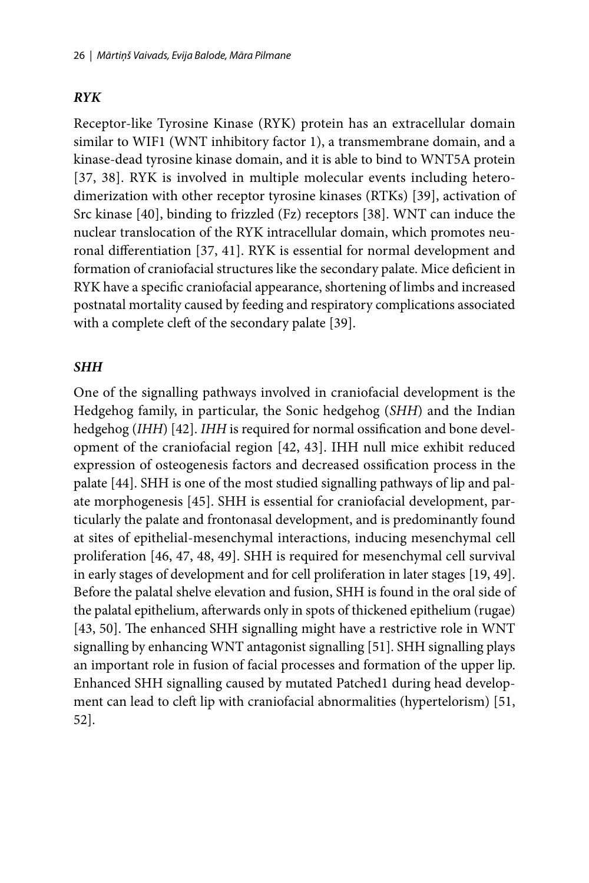### ***RYK***

Receptor-like Tyrosine Kinase (RYK) protein has an extracellular domain similar to WIF1 (WNT inhibitory factor 1), a transmembrane domain, and a kinase-dead tyrosine kinase domain, and it is able to bind to WNT5A protein [37, 38]. RYK is involved in multiple molecular events including heterodimerization with other receptor tyrosine kinases (RTKs) [39], activation of Src kinase [40], binding to frizzled (Fz) receptors [38]. WNT can induce the nuclear translocation of the RYK intracellular domain, which promotes neuronal differentiation [37, 41]. RYK is essential for normal development and formation of craniofacial structures like the secondary palate. Mice deficient in RYK have a specific craniofacial appearance, shortening of limbs and increased postnatal mortality caused by feeding and respiratory complications associated with a complete cleft of the secondary palate [39].

### ***SHH***

One of the signalling pathways involved in craniofacial development is the Hedgehog family, in particular, the Sonic hedgehog (*SHH*) and the Indian hedgehog (*IHH*) [42]. *IHH* is required for normal ossification and bone development of the craniofacial region [42, 43]. IHH null mice exhibit reduced expression of osteogenesis factors and decreased ossification process in the palate [44]. SHH is one of the most studied signalling pathways of lip and palate morphogenesis [45]. SHH is essential for craniofacial development, particularly the palate and frontonasal development, and is predominantly found at sites of epithelial-mesenchymal interactions, inducing mesenchymal cell proliferation [46, 47, 48, 49]. SHH is required for mesenchymal cell survival in early stages of development and for cell proliferation in later stages [19, 49]. Before the palatal shelve elevation and fusion, SHH is found in the oral side of the palatal epithelium, afterwards only in spots of thickened epithelium (rugae) [43, 50]. The enhanced SHH signalling might have a restrictive role in WNT signalling by enhancing WNT antagonist signalling [51]. SHH signalling plays an important role in fusion of facial processes and formation of the upper lip. Enhanced SHH signalling caused by mutated Patched1 during head development can lead to cleft lip with craniofacial abnormalities (hypertelorism) [51, 52].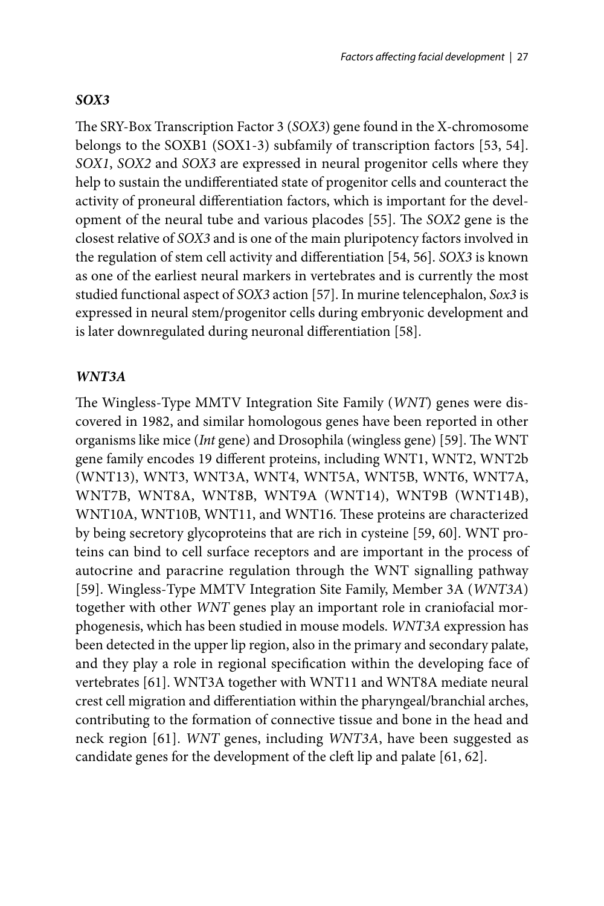### *SOX3*

The SRY-Box Transcription Factor 3 (*SOX3*) gene found in the X-chromosome belongs to the SOXB1 (SOX1-3) subfamily of transcription factors [53, 54]. *SOX1*, *SOX2* and *SOX3* are expressed in neural progenitor cells where they help to sustain the undifferentiated state of progenitor cells and counteract the activity of proneural differentiation factors, which is important for the development of the neural tube and various placodes [55]. The *SOX2* gene is the closest relative of *SOX3* and is one of the main pluripotency factors involved in the regulation of stem cell activity and differentiation [54, 56]. *SOX3* is known as one of the earliest neural markers in vertebrates and is currently the most studied functional aspect of *SOX3* action [57]. In murine telencephalon, *Sox3* is expressed in neural stem/progenitor cells during embryonic development and is later downregulated during neuronal differentiation [58].

### *WNT3A*

The Wingless-Type MMTV Integration Site Family (*WNT*) genes were discovered in 1982, and similar homologous genes have been reported in other organisms like mice (*Int* gene) and Drosophila (wingless gene) [59]. The WNT gene family encodes 19 different proteins, including WNT1, WNT2, WNT2b (WNT13), WNT3, WNT3A, WNT4, WNT5A, WNT5B, WNT6, WNT7A, WNT7B, WNT8A, WNT8B, WNT9A (WNT14), WNT9B (WNT14B), WNT10A, WNT10B, WNT11, and WNT16. These proteins are characterized by being secretory glycoproteins that are rich in cysteine [59, 60]. WNT proteins can bind to cell surface receptors and are important in the process of autocrine and paracrine regulation through the WNT signalling pathway [59]. Wingless-Type MMTV Integration Site Family, Member 3A (*WNT3A*) together with other *WNT* genes play an important role in craniofacial morphogenesis, which has been studied in mouse models. *WNT3A* expression has been detected in the upper lip region, also in the primary and secondary palate, and they play a role in regional specification within the developing face of vertebrates [61]. WNT3A together with WNT11 and WNT8A mediate neural crest cell migration and differentiation within the pharyngeal/branchial arches, contributing to the formation of connective tissue and bone in the head and neck region [61]. *WNT* genes, including *WNT3A*, have been suggested as candidate genes for the development of the cleft lip and palate [61, 62].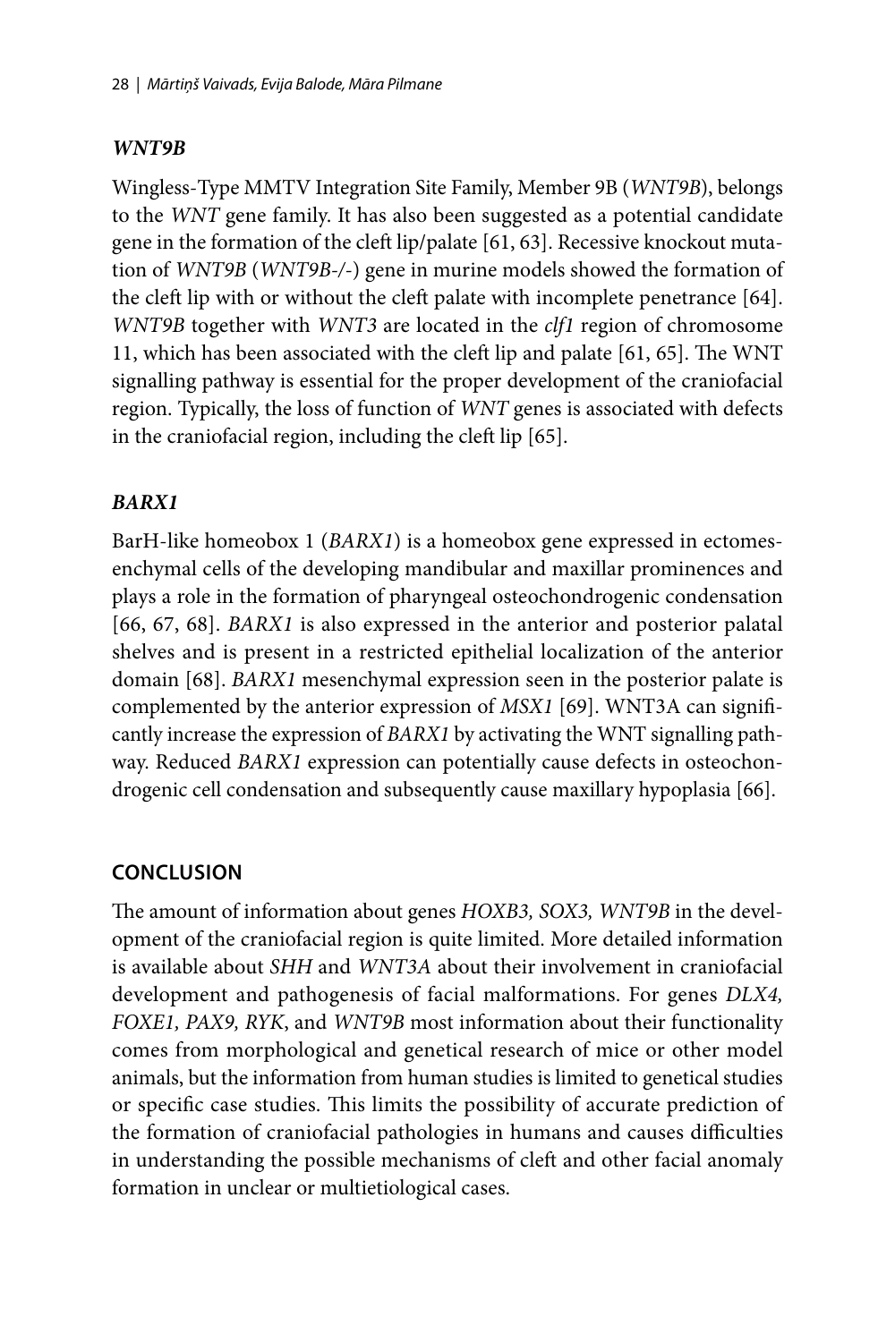### *WNT9B*

Wingless-Type MMTV Integration Site Family, Member 9B (*WNT9B*), belongs to the *WNT* gene family. It has also been suggested as a potential candidate gene in the formation of the cleft lip/palate [61, 63]. Recessive knockout mutation of *WNT9B* (*WNT9B*-/-) gene in murine models showed the formation of the cleft lip with or without the cleft palate with incomplete penetrance [64]. *WNT9B* together with *WNT3* are located in the *clf1* region of chromosome 11, which has been associated with the cleft lip and palate [61, 65]. The WNT signalling pathway is essential for the proper development of the craniofacial region. Typically, the loss of function of *WNT* genes is associated with defects in the craniofacial region, including the cleft lip [65].

### *BARX1*

BarH-like homeobox 1 (*BARX1*) is a homeobox gene expressed in ectomesenchymal cells of the developing mandibular and maxillar prominences and plays a role in the formation of pharyngeal osteochondrogenic condensation [66, 67, 68]. *BARX1* is also expressed in the anterior and posterior palatal shelves and is present in a restricted epithelial localization of the anterior domain [68]. *BARX1* mesenchymal expression seen in the posterior palate is complemented by the anterior expression of *MSX1* [69]. WNT3A can significantly increase the expression of *BARX1* by activating the WNT signalling pathway. Reduced *BARX1* expression can potentially cause defects in osteochondrogenic cell condensation and subsequently cause maxillary hypoplasia [66].

## CONCLUSION

The amount of information about genes *HOXB3, SOX3, WNT9B* in the development of the craniofacial region is quite limited. More detailed information is available about *SHH* and *WNT3A* about their involvement in craniofacial development and pathogenesis of facial malformations. For genes *DLX4, FOXE1, PAX9, RYK*, and *WNT9B* most information about their functionality comes from morphological and genetical research of mice or other model animals, but the information from human studies is limited to genetical studies or specific case studies. This limits the possibility of accurate prediction of the formation of craniofacial pathologies in humans and causes difficulties in understanding the possible mechanisms of cleft and other facial anomaly formation in unclear or multietiological cases.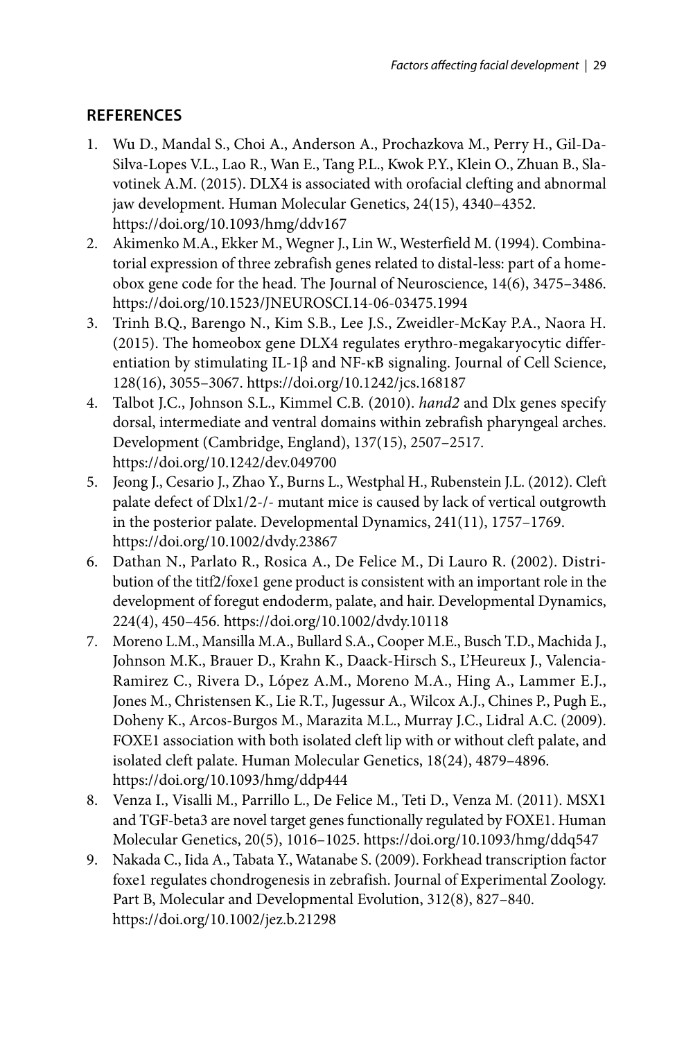## REFERENCES

1. Wu D., Mandal S., Choi A., Anderson A., Prochazkova M., Perry H., Gil-Da-Silva-Lopes V.L., Lao R., Wan E., Tang P.L., Kwok P.Y., Klein O., Zhuan B., Slavotinek A.M. (2015). DLX4 is associated with orofacial clefting and abnormal jaw development. Human Molecular Genetics, 24(15), 4340–4352. https://doi.org/10.1093/hmg/ddv167
2. Akimenko M.A., Ekker M., Wegner J., Lin W., Westerfield M. (1994). Combinatorial expression of three zebrafish genes related to distal-less: part of a homeobox gene code for the head. The Journal of Neuroscience, 14(6), 3475–3486. https://doi.org/10.1523/JNEUROSCI.14-06-03475.1994
3. Trinh B.Q., Barengo N., Kim S.B., Lee J.S., Zweidler-McKay P.A., Naora H. (2015). The homeobox gene DLX4 regulates erythro-megakaryocytic differentiation by stimulating IL-1β and NF-κB signaling. Journal of Cell Science, 128(16), 3055–3067. https://doi.org/10.1242/jcs.168187
4. Talbot J.C., Johnson S.L., Kimmel C.B. (2010). *hand2* and Dlx genes specify dorsal, intermediate and ventral domains within zebrafish pharyngeal arches. Development (Cambridge, England), 137(15), 2507–2517. https://doi.org/10.1242/dev.049700
5. Jeong J., Cesario J., Zhao Y., Burns L., Westphal H., Rubenstein J.L. (2012). Cleft palate defect of Dlx1/2-/- mutant mice is caused by lack of vertical outgrowth in the posterior palate. Developmental Dynamics, 241(11), 1757–1769. https://doi.org/10.1002/dvdy.23867
6. Dathan N., Parlato R., Rosica A., De Felice M., Di Lauro R. (2002). Distribution of the titf2/foxe1 gene product is consistent with an important role in the development of foregut endoderm, palate, and hair. Developmental Dynamics, 224(4), 450–456. https://doi.org/10.1002/dvdy.10118
7. Moreno L.M., Mansilla M.A., Bullard S.A., Cooper M.E., Busch T.D., Machida J., Johnson M.K., Brauer D., Krahn K., Daack-Hirsch S., L'Heureux J., Valencia-Ramirez C., Rivera D., López A.M., Moreno M.A., Hing A., Lammer E.J., Jones M., Christensen K., Lie R.T., Jugessur A., Wilcox A.J., Chines P., Pugh E., Doheny K., Arcos-Burgos M., Marazita M.L., Murray J.C., Lidral A.C. (2009). FOXE1 association with both isolated cleft lip with or without cleft palate, and isolated cleft palate. Human Molecular Genetics, 18(24), 4879–4896. https://doi.org/10.1093/hmg/ddp444
8. Venza I., Visalli M., Parrillo L., De Felice M., Teti D., Venza M. (2011). MSX1 and TGF-beta3 are novel target genes functionally regulated by FOXE1. Human Molecular Genetics, 20(5), 1016–1025. https://doi.org/10.1093/hmg/ddq547
9. Nakada C., Iida A., Tabata Y., Watanabe S. (2009). Forkhead transcription factor foxe1 regulates chondrogenesis in zebrafish. Journal of Experimental Zoology. Part B, Molecular and Developmental Evolution, 312(8), 827–840. https://doi.org/10.1002/jez.b.21298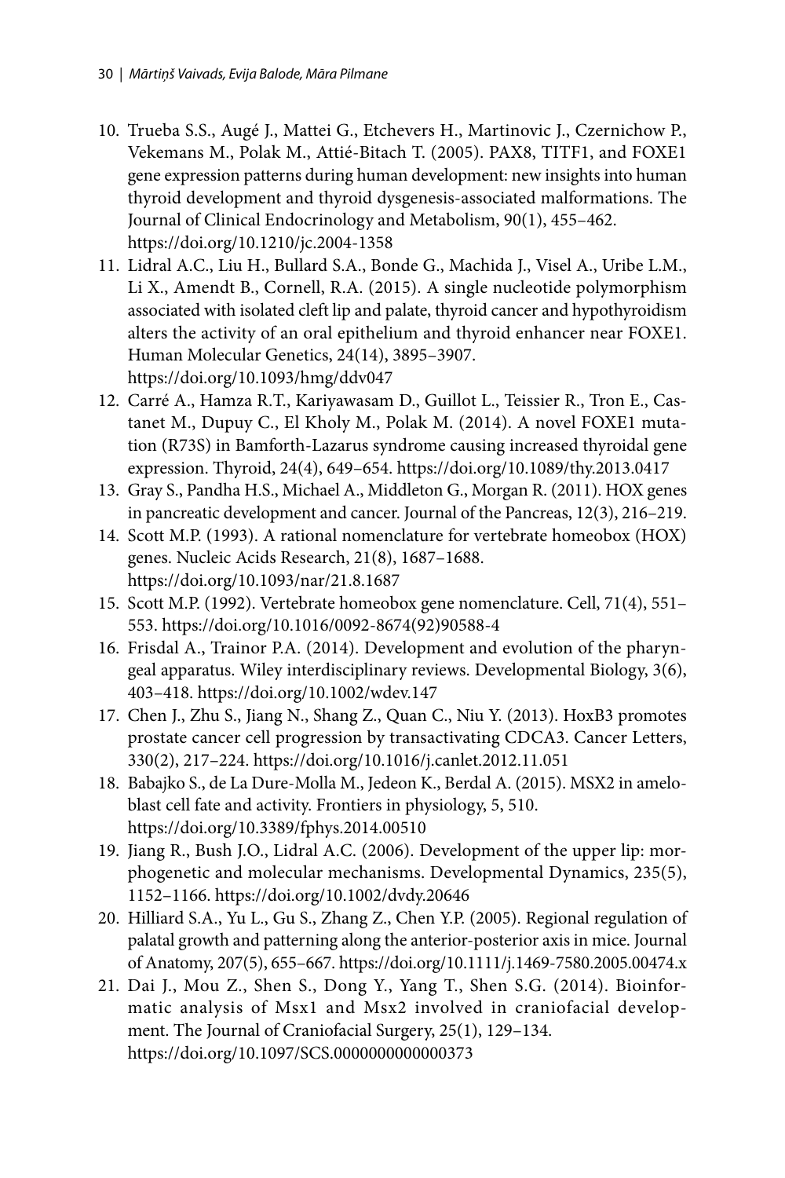10. Trueba S.S., Augé J., Mattei G., Etchevers H., Martinovic J., Czernichow P., Vekemans M., Polak M., Attié-Bitach T. (2005). PAX8, TITF1, and FOXE1 gene expression patterns during human development: new insights into human thyroid development and thyroid dysgenesis-associated malformations. The Journal of Clinical Endocrinology and Metabolism, 90(1), 455–462. https://doi.org/10.1210/jc.2004-1358
11. Lidral A.C., Liu H., Bullard S.A., Bonde G., Machida J., Visel A., Uribe L.M., Li X., Amendt B., Cornell, R.A. (2015). A single nucleotide polymorphism associated with isolated cleft lip and palate, thyroid cancer and hypothyroidism alters the activity of an oral epithelium and thyroid enhancer near FOXE1. Human Molecular Genetics, 24(14), 3895–3907. https://doi.org/10.1093/hmg/ddv047
12. Carré A., Hamza R.T., Kariyawasam D., Guillot L., Teissier R., Tron E., Castanet M., Dupuy C., El Kholy M., Polak M. (2014). A novel FOXE1 mutation (R73S) in Bamforth-Lazarus syndrome causing increased thyroidal gene expression. Thyroid, 24(4), 649–654. https://doi.org/10.1089/thy.2013.0417
13. Gray S., Pandha H.S., Michael A., Middleton G., Morgan R. (2011). HOX genes in pancreatic development and cancer. Journal of the Pancreas, 12(3), 216–219.
14. Scott M.P. (1993). A rational nomenclature for vertebrate homeobox (HOX) genes. Nucleic Acids Research, 21(8), 1687–1688. https://doi.org/10.1093/nar/21.8.1687
15. Scott M.P. (1992). Vertebrate homeobox gene nomenclature. Cell, 71(4), 551–553. https://doi.org/10.1016/0092-8674(92)90588-4
16. Frisdal A., Trainor P.A. (2014). Development and evolution of the pharyngeal apparatus. Wiley interdisciplinary reviews. Developmental Biology, 3(6), 403–418. https://doi.org/10.1002/wdev.147
17. Chen J., Zhu S., Jiang N., Shang Z., Quan C., Niu Y. (2013). HoxB3 promotes prostate cancer cell progression by transactivating CDCA3. Cancer Letters, 330(2), 217–224. https://doi.org/10.1016/j.canlet.2012.11.051
18. Babajko S., de La Dure-Molla M., Jedeon K., Berdal A. (2015). MSX2 in ameloblast cell fate and activity. Frontiers in physiology, 5, 510. https://doi.org/10.3389/fphys.2014.00510
19. Jiang R., Bush J.O., Lidral A.C. (2006). Development of the upper lip: morphogenetic and molecular mechanisms. Developmental Dynamics, 235(5), 1152–1166. https://doi.org/10.1002/dvdy.20646
20. Hilliard S.A., Yu L., Gu S., Zhang Z., Chen Y.P. (2005). Regional regulation of palatal growth and patterning along the anterior-posterior axis in mice. Journal of Anatomy, 207(5), 655–667. https://doi.org/10.1111/j.1469-7580.2005.00474.x
21. Dai J., Mou Z., Shen S., Dong Y., Yang T., Shen S.G. (2014). Bioinformatic analysis of Msx1 and Msx2 involved in craniofacial development. The Journal of Craniofacial Surgery, 25(1), 129–134. https://doi.org/10.1097/SCS.0000000000000373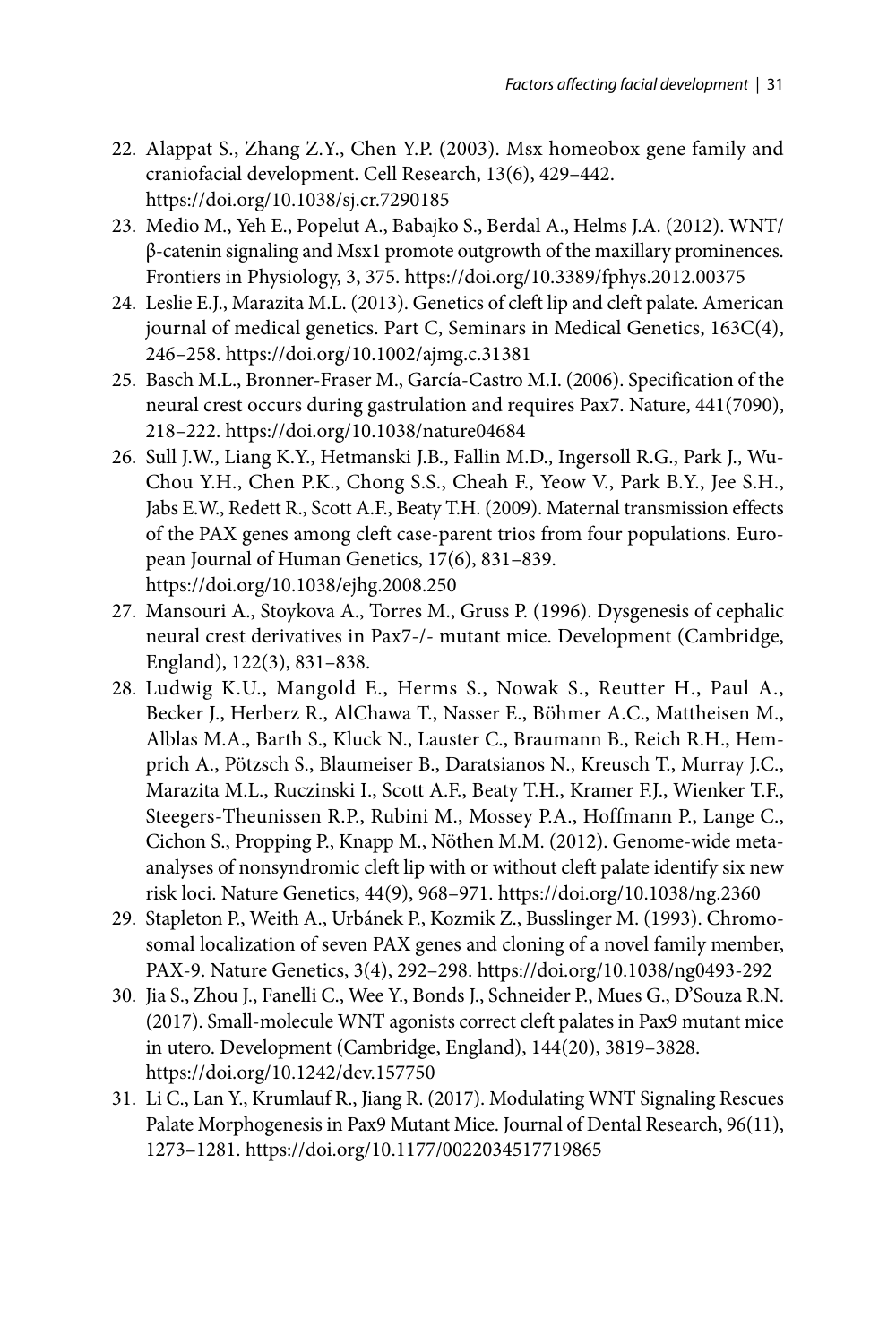22. Alappat S., Zhang Z.Y., Chen Y.P. (2003). Msx homeobox gene family and craniofacial development. Cell Research, 13(6), 429–442. https://doi.org/10.1038/sj.cr.7290185
23. Medio M., Yeh E., Popelut A., Babajko S., Berdal A., Helms J.A. (2012). WNT/β-catenin signaling and Msx1 promote outgrowth of the maxillary prominences. Frontiers in Physiology, 3, 375. https://doi.org/10.3389/fphys.2012.00375
24. Leslie E.J., Marazita M.L. (2013). Genetics of cleft lip and cleft palate. American journal of medical genetics. Part C, Seminars in Medical Genetics, 163C(4), 246–258. https://doi.org/10.1002/ajmg.c.31381
25. Basch M.L., Bronner-Fraser M., García-Castro M.I. (2006). Specification of the neural crest occurs during gastrulation and requires Pax7. Nature, 441(7090), 218–222. https://doi.org/10.1038/nature04684
26. Sull J.W., Liang K.Y., Hetmanski J.B., Fallin M.D., Ingersoll R.G., Park J., Wu-Chou Y.H., Chen P.K., Chong S.S., Cheah F., Yeow V., Park B.Y., Jee S.H., Jabs E.W., Redett R., Scott A.F., Beaty T.H. (2009). Maternal transmission effects of the PAX genes among cleft case-parent trios from four populations. European Journal of Human Genetics, 17(6), 831–839. https://doi.org/10.1038/ejhg.2008.250
27. Mansouri A., Stoykova A., Torres M., Gruss P. (1996). Dysgenesis of cephalic neural crest derivatives in Pax7-/- mutant mice. Development (Cambridge, England), 122(3), 831–838.
28. Ludwig K.U., Mangold E., Herms S., Nowak S., Reutter H., Paul A., Becker J., Herberz R., AlChawa T., Nasser E., Böhmer A.C., Mattheisen M., Alblas M.A., Barth S., Kluck N., Lauster C., Braumann B., Reich R.H., Hemprich A., Pötzsch S., Blaumeiser B., Daratsianos N., Kreusch T., Murray J.C., Marazita M.L., Ruczinski I., Scott A.F., Beaty T.H., Kramer F.J., Wienker T.F., Steegers-Theunissen R.P., Rubini M., Mossey P.A., Hoffmann P., Lange C., Cichon S., Propping P., Knapp M., Nöthen M.M. (2012). Genome-wide meta-analyses of nonsyndromic cleft lip with or without cleft palate identify six new risk loci. Nature Genetics, 44(9), 968–971. https://doi.org/10.1038/ng.2360
29. Stapleton P., Weith A., Urbánek P., Kozmik Z., Busslinger M. (1993). Chromosomal localization of seven PAX genes and cloning of a novel family member, PAX-9. Nature Genetics, 3(4), 292–298. https://doi.org/10.1038/ng0493-292
30. Jia S., Zhou J., Fanelli C., Wee Y., Bonds J., Schneider P., Mues G., D'Souza R.N. (2017). Small-molecule WNT agonists correct cleft palates in Pax9 mutant mice in utero. Development (Cambridge, England), 144(20), 3819–3828. https://doi.org/10.1242/dev.157750
31. Li C., Lan Y., Krumlauf R., Jiang R. (2017). Modulating WNT Signaling Rescues Palate Morphogenesis in Pax9 Mutant Mice. Journal of Dental Research, 96(11), 1273–1281. https://doi.org/10.1177/0022034517719865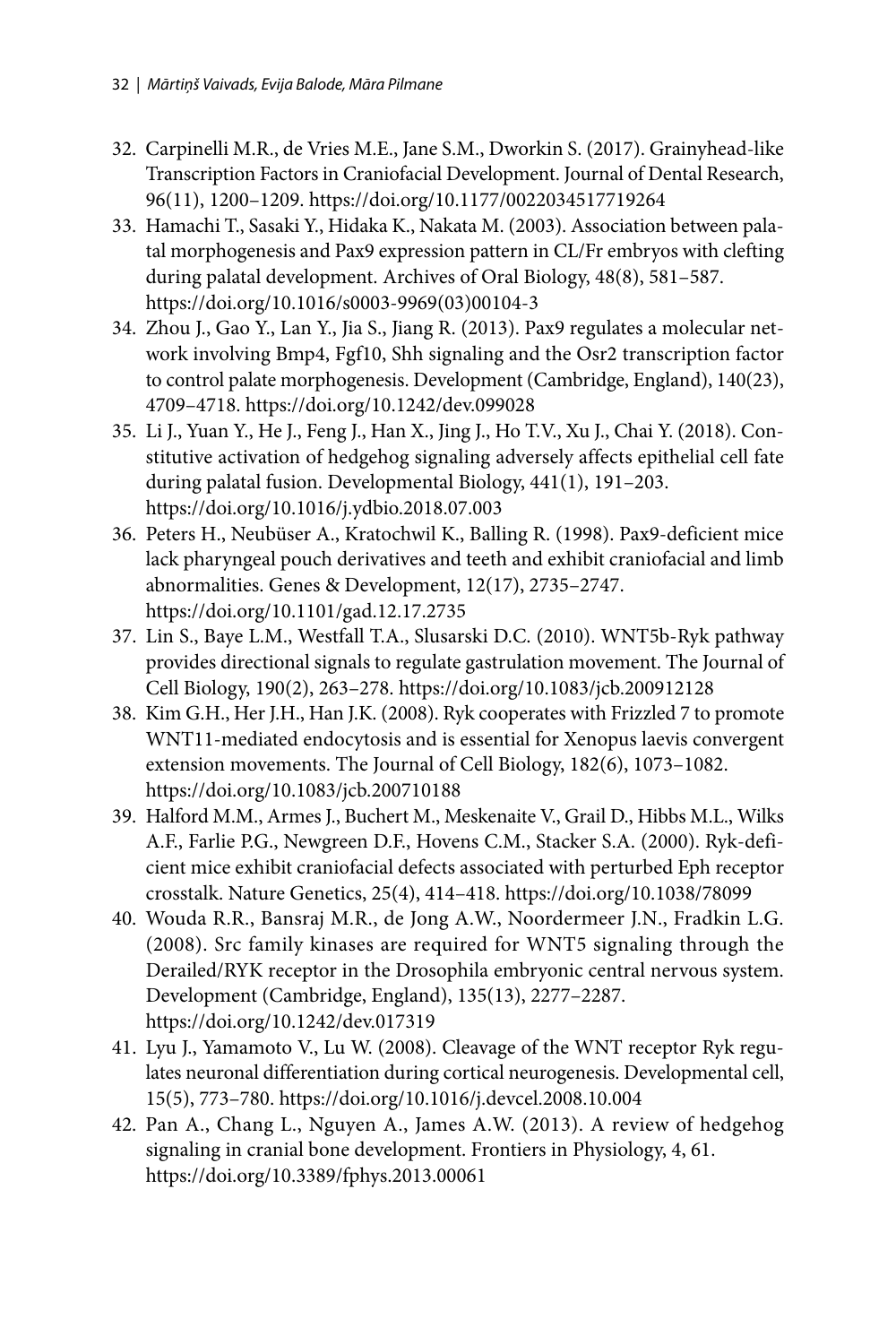32. Carpinelli M.R., de Vries M.E., Jane S.M., Dworkin S. (2017). Grainyhead-like Transcription Factors in Craniofacial Development. Journal of Dental Research, 96(11), 1200–1209. https://doi.org/10.1177/0022034517719264
33. Hamachi T., Sasaki Y., Hidaka K., Nakata M. (2003). Association between palatal morphogenesis and Pax9 expression pattern in CL/Fr embryos with clefting during palatal development. Archives of Oral Biology, 48(8), 581–587. https://doi.org/10.1016/s0003-9969(03)00104-3
34. Zhou J., Gao Y., Lan Y., Jia S., Jiang R. (2013). Pax9 regulates a molecular network involving Bmp4, Fgf10, Shh signaling and the Osr2 transcription factor to control palate morphogenesis. Development (Cambridge, England), 140(23), 4709–4718. https://doi.org/10.1242/dev.099028
35. Li J., Yuan Y., He J., Feng J., Han X., Jing J., Ho T.V., Xu J., Chai Y. (2018). Constitutive activation of hedgehog signaling adversely affects epithelial cell fate during palatal fusion. Developmental Biology, 441(1), 191–203. https://doi.org/10.1016/j.ydbio.2018.07.003
36. Peters H., Neubüser A., Kratochwil K., Balling R. (1998). Pax9-deficient mice lack pharyngeal pouch derivatives and teeth and exhibit craniofacial and limb abnormalities. Genes & Development, 12(17), 2735–2747. https://doi.org/10.1101/gad.12.17.2735
37. Lin S., Baye L.M., Westfall T.A., Slusarski D.C. (2010). WNT5b-Ryk pathway provides directional signals to regulate gastrulation movement. The Journal of Cell Biology, 190(2), 263–278. https://doi.org/10.1083/jcb.200912128
38. Kim G.H., Her J.H., Han J.K. (2008). Ryk cooperates with Frizzled 7 to promote WNT11-mediated endocytosis and is essential for Xenopus laevis convergent extension movements. The Journal of Cell Biology, 182(6), 1073–1082. https://doi.org/10.1083/jcb.200710188
39. Halford M.M., Armes J., Buchert M., Meskenaite V., Grail D., Hibbs M.L., Wilks A.F., Farlie P.G., Newgreen D.F., Hovens C.M., Stacker S.A. (2000). Ryk-deficient mice exhibit craniofacial defects associated with perturbed Eph receptor crosstalk. Nature Genetics, 25(4), 414–418. https://doi.org/10.1038/78099
40. Wouda R.R., Bansraj M.R., de Jong A.W., Noordermeer J.N., Fradkin L.G. (2008). Src family kinases are required for WNT5 signaling through the Derailed/RYK receptor in the Drosophila embryonic central nervous system. Development (Cambridge, England), 135(13), 2277–2287. https://doi.org/10.1242/dev.017319
41. Lyu J., Yamamoto V., Lu W. (2008). Cleavage of the WNT receptor Ryk regulates neuronal differentiation during cortical neurogenesis. Developmental cell, 15(5), 773–780. https://doi.org/10.1016/j.devcel.2008.10.004
42. Pan A., Chang L., Nguyen A., James A.W. (2013). A review of hedgehog signaling in cranial bone development. Frontiers in Physiology, 4, 61. https://doi.org/10.3389/fphys.2013.00061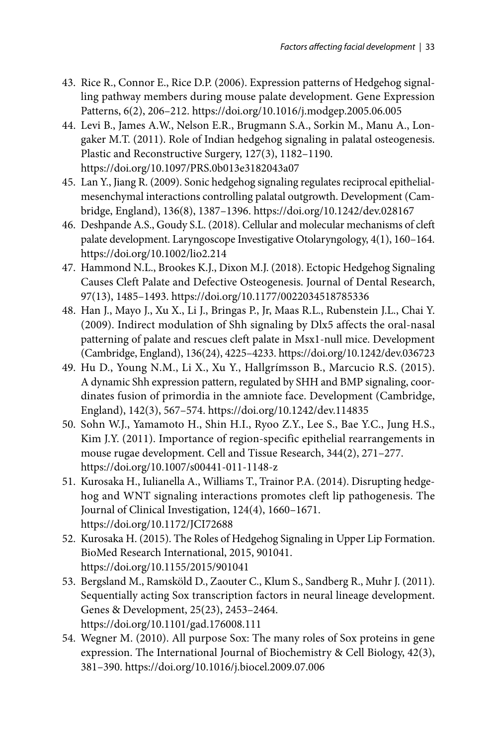43. Rice R., Connor E., Rice D.P. (2006). Expression patterns of Hedgehog signalling pathway members during mouse palate development. Gene Expression Patterns, 6(2), 206–212. https://doi.org/10.1016/j.modgep.2005.06.005
44. Levi B., James A.W., Nelson E.R., Brugmann S.A., Sorkin M., Manu A., Longaker M.T. (2011). Role of Indian hedgehog signaling in palatal osteogenesis. Plastic and Reconstructive Surgery, 127(3), 1182–1190. https://doi.org/10.1097/PRS.0b013e3182043a07
45. Lan Y., Jiang R. (2009). Sonic hedgehog signaling regulates reciprocal epithelial-mesenchymal interactions controlling palatal outgrowth. Development (Cambridge, England), 136(8), 1387–1396. https://doi.org/10.1242/dev.028167
46. Deshpande A.S., Goudy S.L. (2018). Cellular and molecular mechanisms of cleft palate development. Laryngoscope Investigative Otolaryngology, 4(1), 160–164. https://doi.org/10.1002/lio2.214
47. Hammond N.L., Brookes K.J., Dixon M.J. (2018). Ectopic Hedgehog Signaling Causes Cleft Palate and Defective Osteogenesis. Journal of Dental Research, 97(13), 1485–1493. https://doi.org/10.1177/0022034518785336
48. Han J., Mayo J., Xu X., Li J., Bringas P., Jr, Maas R.L., Rubenstein J.L., Chai Y. (2009). Indirect modulation of Shh signaling by Dlx5 affects the oral-nasal patterning of palate and rescues cleft palate in Msx1-null mice. Development (Cambridge, England), 136(24), 4225–4233. https://doi.org/10.1242/dev.036723
49. Hu D., Young N.M., Li X., Xu Y., Hallgrímsson B., Marcucio R.S. (2015). A dynamic Shh expression pattern, regulated by SHH and BMP signaling, coordinates fusion of primordia in the amniote face. Development (Cambridge, England), 142(3), 567–574. https://doi.org/10.1242/dev.114835
50. Sohn W.J., Yamamoto H., Shin H.I., Ryoo Z.Y., Lee S., Bae Y.C., Jung H.S., Kim J.Y. (2011). Importance of region-specific epithelial rearrangements in mouse rugae development. Cell and Tissue Research, 344(2), 271–277. https://doi.org/10.1007/s00441-011-1148-z
51. Kurosaka H., Iulianella A., Williams T., Trainor P.A. (2014). Disrupting hedgehog and WNT signaling interactions promotes cleft lip pathogenesis. The Journal of Clinical Investigation, 124(4), 1660–1671. https://doi.org/10.1172/JCI72688
52. Kurosaka H. (2015). The Roles of Hedgehog Signaling in Upper Lip Formation. BioMed Research International, 2015, 901041. https://doi.org/10.1155/2015/901041
53. Bergsland M., Ramsköld D., Zaouter C., Klum S., Sandberg R., Muhr J. (2011). Sequentially acting Sox transcription factors in neural lineage development. Genes & Development, 25(23), 2453–2464. https://doi.org/10.1101/gad.176008.111
54. Wegner M. (2010). All purpose Sox: The many roles of Sox proteins in gene expression. The International Journal of Biochemistry & Cell Biology, 42(3), 381–390. https://doi.org/10.1016/j.biocel.2009.07.006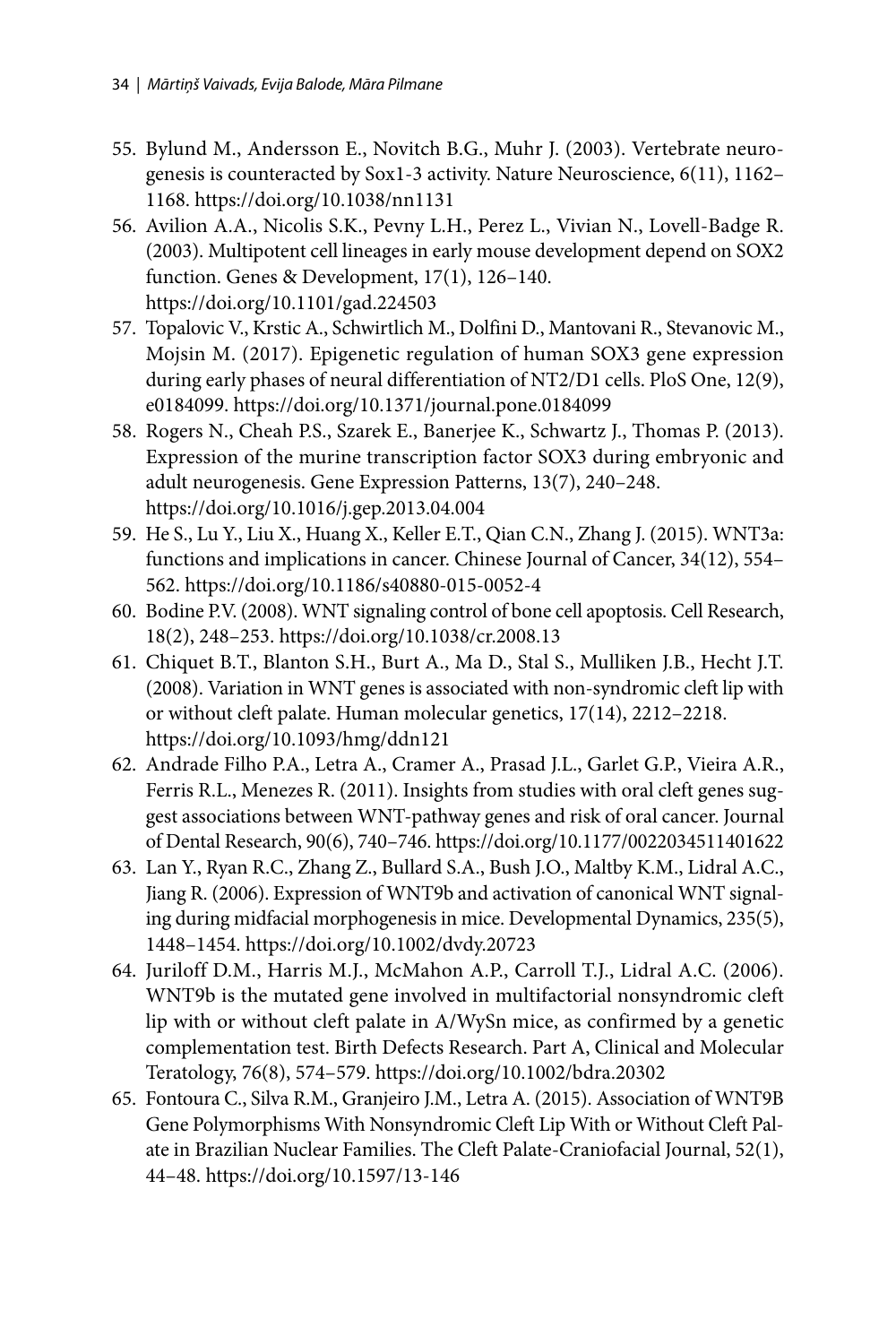55. Bylund M., Andersson E., Novitch B.G., Muhr J. (2003). Vertebrate neurogenesis is counteracted by Sox1-3 activity. Nature Neuroscience, 6(11), 1162–1168. https://doi.org/10.1038/nn1131
56. Avilion A.A., Nicolis S.K., Pevny L.H., Perez L., Vivian N., Lovell-Badge R. (2003). Multipotent cell lineages in early mouse development depend on SOX2 function. Genes & Development, 17(1), 126–140. https://doi.org/10.1101/gad.224503
57. Topalovic V., Krstic A., Schwirtlich M., Dolfini D., Mantovani R., Stevanovic M., Mojsin M. (2017). Epigenetic regulation of human SOX3 gene expression during early phases of neural differentiation of NT2/D1 cells. PloS One, 12(9), e0184099. https://doi.org/10.1371/journal.pone.0184099
58. Rogers N., Cheah P.S., Szarek E., Banerjee K., Schwartz J., Thomas P. (2013). Expression of the murine transcription factor SOX3 during embryonic and adult neurogenesis. Gene Expression Patterns, 13(7), 240–248. https://doi.org/10.1016/j.gep.2013.04.004
59. He S., Lu Y., Liu X., Huang X., Keller E.T., Qian C.N., Zhang J. (2015). WNT3a: functions and implications in cancer. Chinese Journal of Cancer, 34(12), 554–562. https://doi.org/10.1186/s40880-015-0052-4
60. Bodine P.V. (2008). WNT signaling control of bone cell apoptosis. Cell Research, 18(2), 248–253. https://doi.org/10.1038/cr.2008.13
61. Chiquet B.T., Blanton S.H., Burt A., Ma D., Stal S., Mulliken J.B., Hecht J.T. (2008). Variation in WNT genes is associated with non-syndromic cleft lip with or without cleft palate. Human molecular genetics, 17(14), 2212–2218. https://doi.org/10.1093/hmg/ddn121
62. Andrade Filho P.A., Letra A., Cramer A., Prasad J.L., Garlet G.P., Vieira A.R., Ferris R.L., Menezes R. (2011). Insights from studies with oral cleft genes suggest associations between WNT-pathway genes and risk of oral cancer. Journal of Dental Research, 90(6), 740–746. https://doi.org/10.1177/0022034511401622
63. Lan Y., Ryan R.C., Zhang Z., Bullard S.A., Bush J.O., Maltby K.M., Lidral A.C., Jiang R. (2006). Expression of WNT9b and activation of canonical WNT signaling during midfacial morphogenesis in mice. Developmental Dynamics, 235(5), 1448–1454. https://doi.org/10.1002/dvdy.20723
64. Juriloff D.M., Harris M.J., McMahon A.P., Carroll T.J., Lidral A.C. (2006). WNT9b is the mutated gene involved in multifactorial nonsyndromic cleft lip with or without cleft palate in A/WySn mice, as confirmed by a genetic complementation test. Birth Defects Research. Part A, Clinical and Molecular Teratology, 76(8), 574–579. https://doi.org/10.1002/bdra.20302
65. Fontoura C., Silva R.M., Granjeiro J.M., Letra A. (2015). Association of WNT9B Gene Polymorphisms With Nonsyndromic Cleft Lip With or Without Cleft Palate in Brazilian Nuclear Families. The Cleft Palate-Craniofacial Journal, 52(1), 44–48. https://doi.org/10.1597/13-146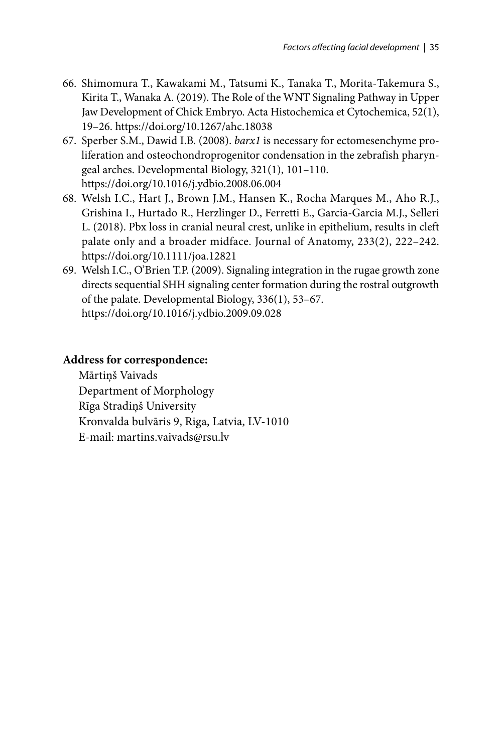66. Shimomura T., Kawakami M., Tatsumi K., Tanaka T., Morita-Takemura S., Kirita T., Wanaka A. (2019). The Role of the WNT Signaling Pathway in Upper Jaw Development of Chick Embryo. Acta Histochemica et Cytochemica, 52(1), 19–26. https://doi.org/10.1267/ahc.18038
67. Sperber S.M., Dawid I.B. (2008). *barx1* is necessary for ectomesenchyme proliferation and osteochondroprogenitor condensation in the zebrafish pharyngeal arches. Developmental Biology, 321(1), 101–110. https://doi.org/10.1016/j.ydbio.2008.06.004
68. Welsh I.C., Hart J., Brown J.M., Hansen K., Rocha Marques M., Aho R.J., Grishina I., Hurtado R., Herzlinger D., Ferretti E., Garcia-Garcia M.J., Selleri L. (2018). Pbx loss in cranial neural crest, unlike in epithelium, results in cleft palate only and a broader midface. Journal of Anatomy, 233(2), 222–242. https://doi.org/10.1111/joa.12821
69. Welsh I.C., O'Brien T.P. (2009). Signaling integration in the rugae growth zone directs sequential SHH signaling center formation during the rostral outgrowth of the palate. Developmental Biology, 336(1), 53–67. https://doi.org/10.1016/j.ydbio.2009.09.028

**Address for correspondence:**

Mārtiņš Vaivads
Department of Morphology
Rīga Stradiņš University
Kronvalda bulvāris 9, Riga, Latvia, LV-1010
E-mail: martins.vaivads@rsu.lv